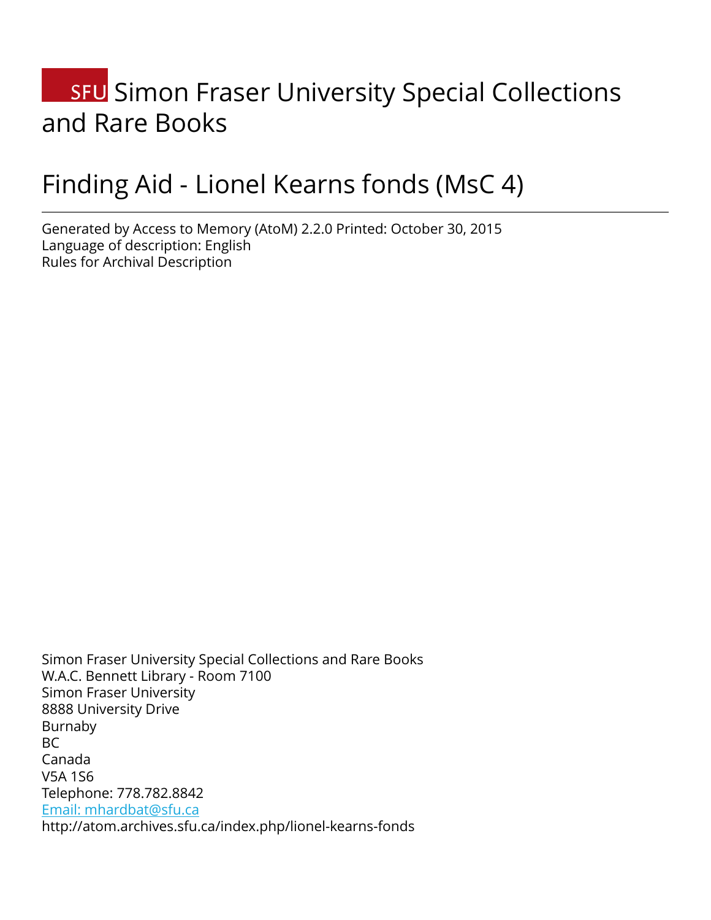# SFU Simon Fraser University Special Collections and Rare Books

# Finding Aid - Lionel Kearns fonds (MsC 4)

Generated by Access to Memory (AtoM) 2.2.0 Printed: October 30, 2015
Language of description: English
Rules for Archival Description

Simon Fraser University Special Collections and Rare Books
W.A.C. Bennett Library - Room 7100
Simon Fraser University
8888 University Drive
Burnaby
BC
Canada
V5A 1S6
Telephone: 778.782.8842
[Email: mhardbat@sfu.ca](mailto:mhardbat@sfu.ca)
http://atom.archives.sfu.ca/index.php/lionel-kearns-fonds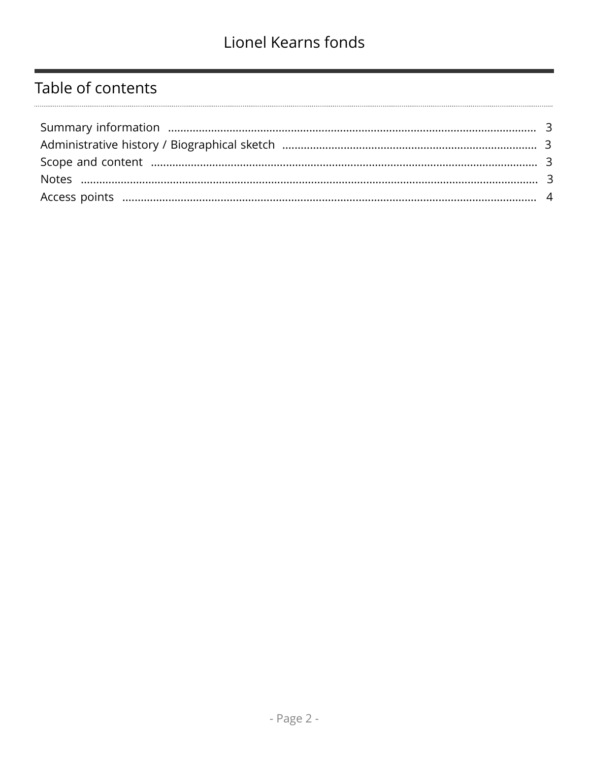## Table of contents

- Summary information ..................................................... 3
- Administrative history / Biographical sketch ..................................................... 3
- Scope and content ..................................................... 3
- Notes ..................................................... 3
- Access points ..................................................... 4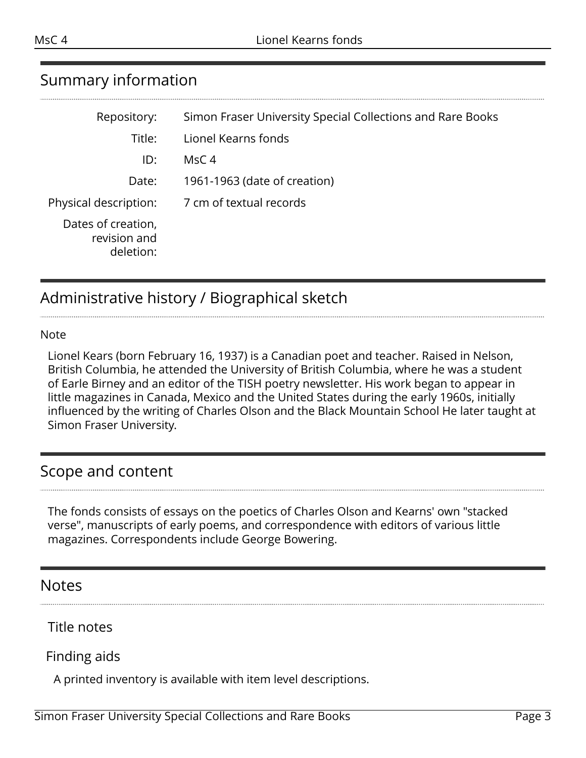## Summary information

| | |
|---|---|
| Repository: | Simon Fraser University Special Collections and Rare Books |
| Title: | Lionel Kearns fonds |
| ID: | MsC 4 |
| Date: | 1961-1963 (date of creation) |
| Physical description: | 7 cm of textual records |
| Dates of creation, revision and deletion: | |

## Administrative history / Biographical sketch

Note

Lionel Kears (born February 16, 1937) is a Canadian poet and teacher. Raised in Nelson, British Columbia, he attended the University of British Columbia, where he was a student of Earle Birney and an editor of the TISH poetry newsletter. His work began to appear in little magazines in Canada, Mexico and the United States during the early 1960s, initially influenced by the writing of Charles Olson and the Black Mountain School He later taught at Simon Fraser University.

## Scope and content

The fonds consists of essays on the poetics of Charles Olson and Kearns' own "stacked verse", manuscripts of early poems, and correspondence with editors of various little magazines. Correspondents include George Bowering.

## Notes

### Title notes

### Finding aids

A printed inventory is available with item level descriptions.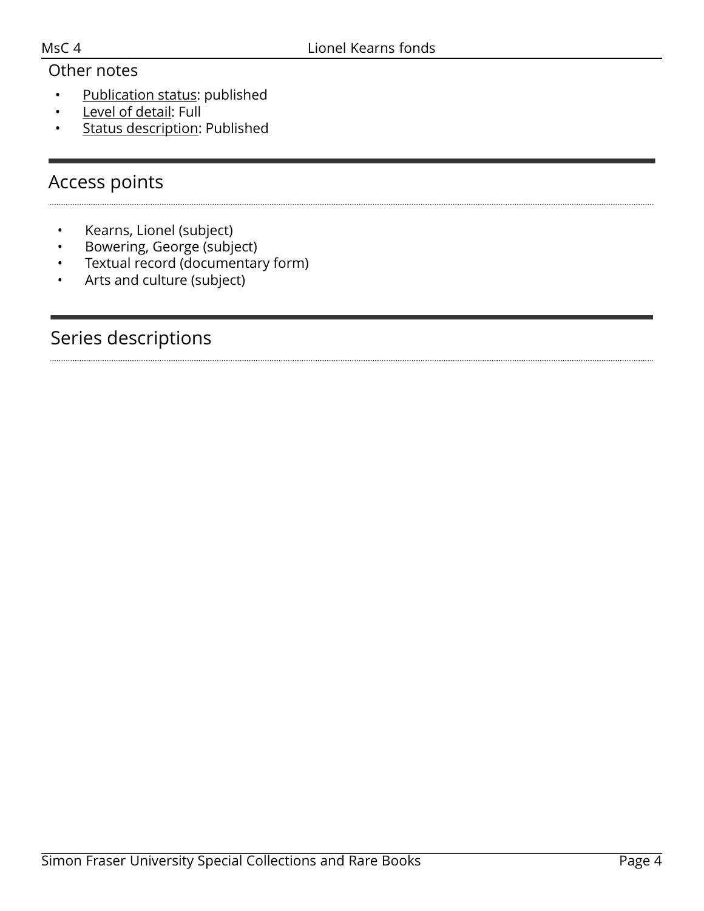### Other notes

- Publication status: published
- Level of detail: Full
- Status description: Published

## Access points

- Kearns, Lionel (subject)
- Bowering, George (subject)
- Textual record (documentary form)
- Arts and culture (subject)

## Series descriptions